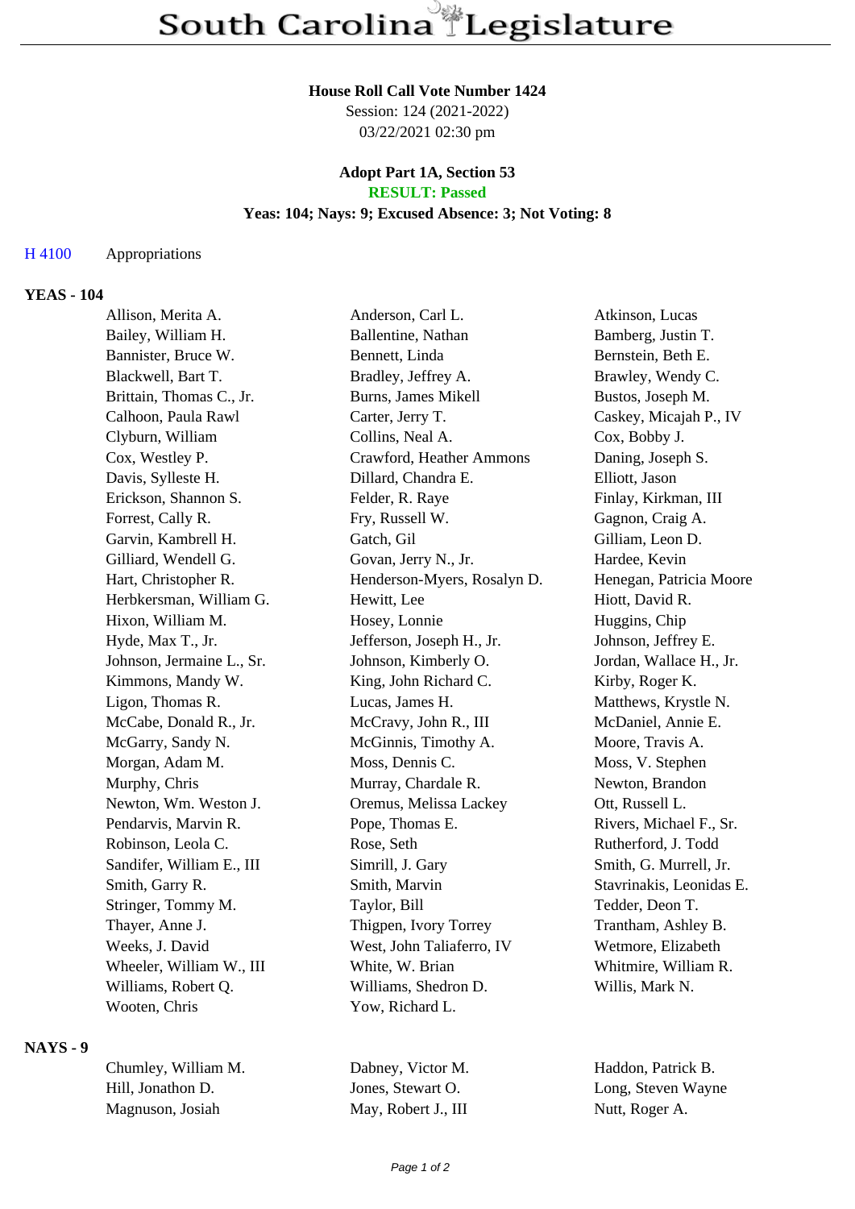# South Carolina Legislature

**House Roll Call Vote Number 1424**
Session: 124 (2021-2022)
03/22/2021 02:30 pm

**Adopt Part 1A, Section 53**
**RESULT: Passed**
**Yeas: 104; Nays: 9; Excused Absence: 3; Not Voting: 8**

H 4100 Appropriations

## YEAS - 104

| | | |
|---|---|---|
| Allison, Merita A. | Anderson, Carl L. | Atkinson, Lucas |
| Bailey, William H. | Ballentine, Nathan | Bamberg, Justin T. |
| Bannister, Bruce W. | Bennett, Linda | Bernstein, Beth E. |
| Blackwell, Bart T. | Bradley, Jeffrey A. | Brawley, Wendy C. |
| Brittain, Thomas C., Jr. | Burns, James Mikell | Bustos, Joseph M. |
| Calhoon, Paula Rawl | Carter, Jerry T. | Caskey, Micajah P., IV |
| Clyburn, William | Collins, Neal A. | Cox, Bobby J. |
| Cox, Westley P. | Crawford, Heather Ammons | Daning, Joseph S. |
| Davis, Sylleste H. | Dillard, Chandra E. | Elliott, Jason |
| Erickson, Shannon S. | Felder, R. Raye | Finlay, Kirkman, III |
| Forrest, Cally R. | Fry, Russell W. | Gagnon, Craig A. |
| Garvin, Kambrell H. | Gatch, Gil | Gilliam, Leon D. |
| Gilliard, Wendell G. | Govan, Jerry N., Jr. | Hardee, Kevin |
| Hart, Christopher R. | Henderson-Myers, Rosalyn D. | Henegan, Patricia Moore |
| Herbkersman, William G. | Hewitt, Lee | Hiott, David R. |
| Hixon, William M. | Hosey, Lonnie | Huggins, Chip |
| Hyde, Max T., Jr. | Jefferson, Joseph H., Jr. | Johnson, Jeffrey E. |
| Johnson, Jermaine L., Sr. | Johnson, Kimberly O. | Jordan, Wallace H., Jr. |
| Kimmons, Mandy W. | King, John Richard C. | Kirby, Roger K. |
| Ligon, Thomas R. | Lucas, James H. | Matthews, Krystle N. |
| McCabe, Donald R., Jr. | McCravy, John R., III | McDaniel, Annie E. |
| McGarry, Sandy N. | McGinnis, Timothy A. | Moore, Travis A. |
| Morgan, Adam M. | Moss, Dennis C. | Moss, V. Stephen |
| Murphy, Chris | Murray, Chardale R. | Newton, Brandon |
| Newton, Wm. Weston J. | Oremus, Melissa Lackey | Ott, Russell L. |
| Pendarvis, Marvin R. | Pope, Thomas E. | Rivers, Michael F., Sr. |
| Robinson, Leola C. | Rose, Seth | Rutherford, J. Todd |
| Sandifer, William E., III | Simrill, J. Gary | Smith, G. Murrell, Jr. |
| Smith, Garry R. | Smith, Marvin | Stavrinakis, Leonidas E. |
| Stringer, Tommy M. | Taylor, Bill | Tedder, Deon T. |
| Thayer, Anne J. | Thigpen, Ivory Torrey | Trantham, Ashley B. |
| Weeks, J. David | West, John Taliaferro, IV | Wetmore, Elizabeth |
| Wheeler, William W., III | White, W. Brian | Whitmire, William R. |
| Williams, Robert Q. | Williams, Shedron D. | Willis, Mark N. |
| Wooten, Chris | Yow, Richard L. | |

## NAYS - 9

| | | |
|---|---|---|
| Chumley, William M. | Dabney, Victor M. | Haddon, Patrick B. |
| Hill, Jonathon D. | Jones, Stewart O. | Long, Steven Wayne |
| Magnuson, Josiah | May, Robert J., III | Nutt, Roger A. |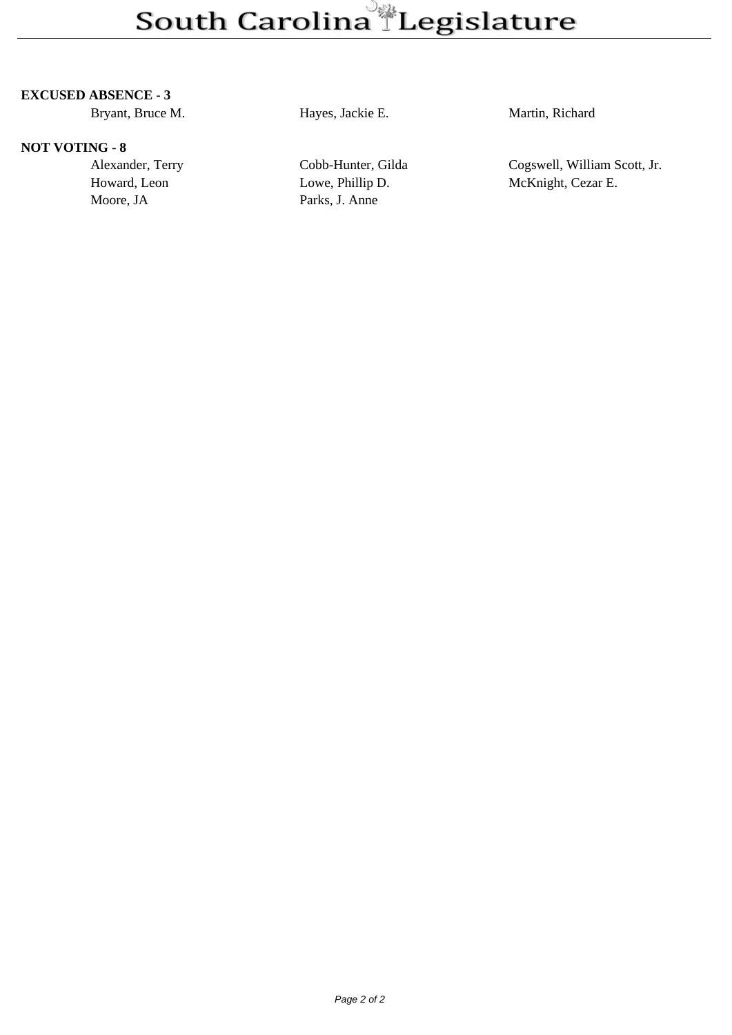**EXCUSED ABSENCE - 3**

| | | |
|---|---|---|
| Bryant, Bruce M. | Hayes, Jackie E. | Martin, Richard |

**NOT VOTING - 8**

| | | |
|---|---|---|
| Alexander, Terry | Cobb-Hunter, Gilda | Cogswell, William Scott, Jr. |
| Howard, Leon | Lowe, Phillip D. | McKnight, Cezar E. |
| Moore, JA | Parks, J. Anne | |